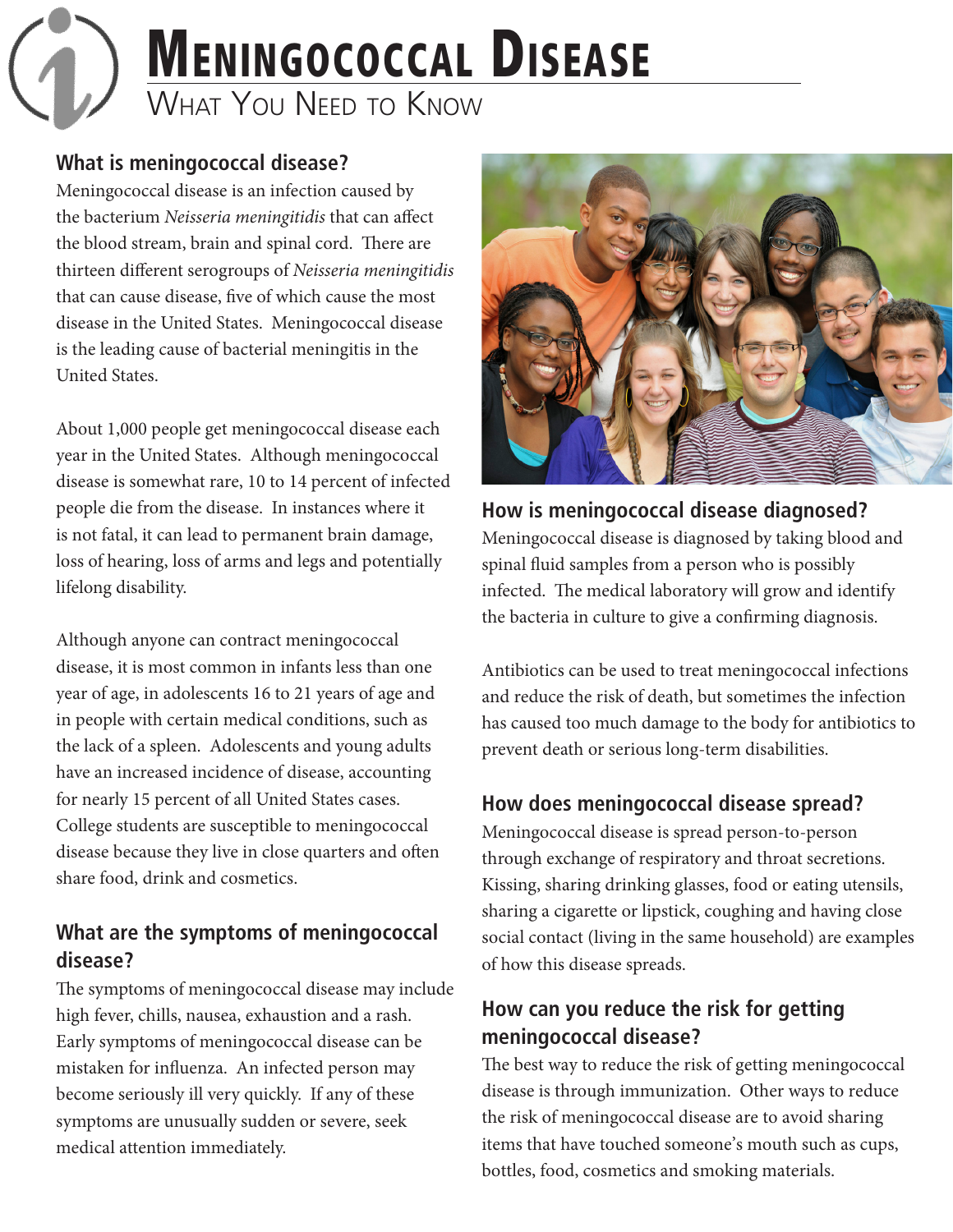# Meningococcal Disease

## What You Need to Know

### What is meningococcal disease?

Meningococcal disease is an infection caused by the bacterium *Neisseria meningitidis* that can affect the blood stream, brain and spinal cord. There are thirteen different serogroups of *Neisseria meningitidis* that can cause disease, five of which cause the most disease in the United States. Meningococcal disease is the leading cause of bacterial meningitis in the United States.

About 1,000 people get meningococcal disease each year in the United States. Although meningococcal disease is somewhat rare, 10 to 14 percent of infected people die from the disease. In instances where it is not fatal, it can lead to permanent brain damage, loss of hearing, loss of arms and legs and potentially lifelong disability.

Although anyone can contract meningococcal disease, it is most common in infants less than one year of age, in adolescents 16 to 21 years of age and in people with certain medical conditions, such as the lack of a spleen. Adolescents and young adults have an increased incidence of disease, accounting for nearly 15 percent of all United States cases. College students are susceptible to meningococcal disease because they live in close quarters and often share food, drink and cosmetics.

### What are the symptoms of meningococcal disease?

The symptoms of meningococcal disease may include high fever, chills, nausea, exhaustion and a rash. Early symptoms of meningococcal disease can be mistaken for influenza. An infected person may become seriously ill very quickly. If any of these symptoms are unusually sudden or severe, seek medical attention immediately.

### How is meningococcal disease diagnosed?

Meningococcal disease is diagnosed by taking blood and spinal fluid samples from a person who is possibly infected. The medical laboratory will grow and identify the bacteria in culture to give a confirming diagnosis.

Antibiotics can be used to treat meningococcal infections and reduce the risk of death, but sometimes the infection has caused too much damage to the body for antibiotics to prevent death or serious long-term disabilities.

### How does meningococcal disease spread?

Meningococcal disease is spread person-to-person through exchange of respiratory and throat secretions. Kissing, sharing drinking glasses, food or eating utensils, sharing a cigarette or lipstick, coughing and having close social contact (living in the same household) are examples of how this disease spreads.

### How can you reduce the risk for getting meningococcal disease?

The best way to reduce the risk of getting meningococcal disease is through immunization. Other ways to reduce the risk of meningococcal disease are to avoid sharing items that have touched someone's mouth such as cups, bottles, food, cosmetics and smoking materials.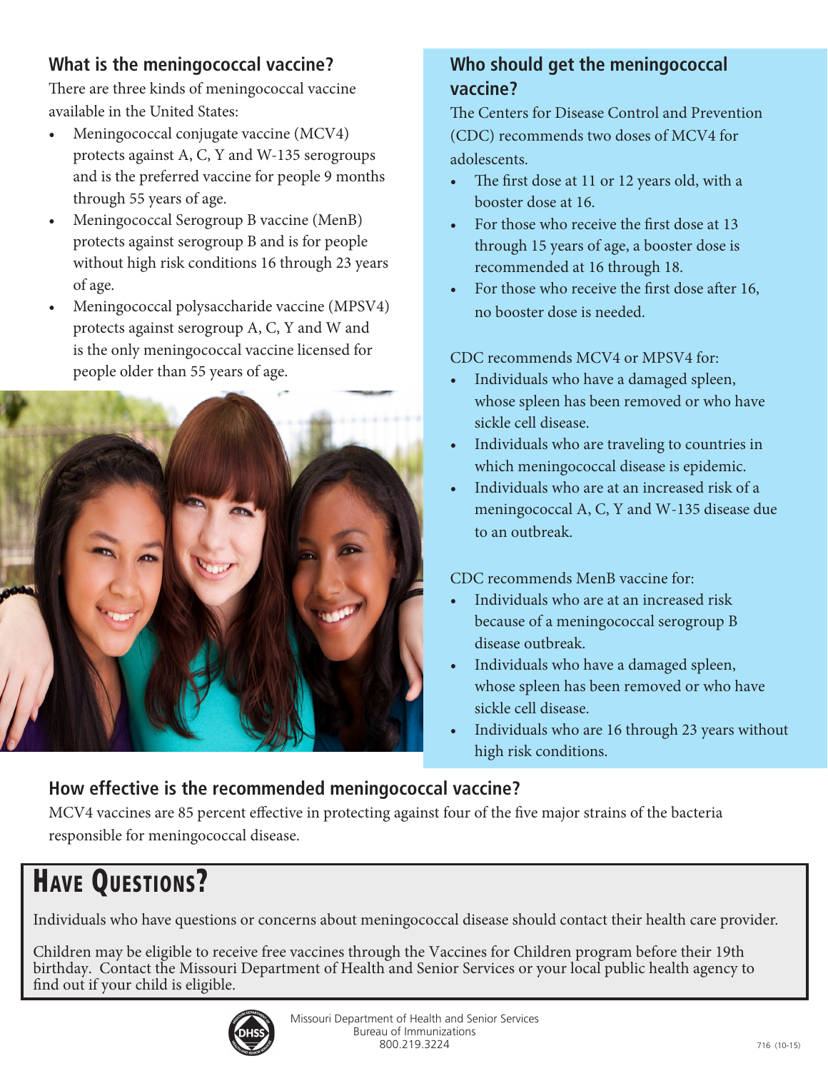## What is the meningococcal vaccine?

There are three kinds of meningococcal vaccine available in the United States:

- Meningococcal conjugate vaccine (MCV4) protects against A, C, Y and W-135 serogroups and is the preferred vaccine for people 9 months through 55 years of age.
- Meningococcal Serogroup B vaccine (MenB) protects against serogroup B and is for people without high risk conditions 16 through 23 years of age.
- Meningococcal polysaccharide vaccine (MPSV4) protects against serogroup A, C, Y and W and is the only meningococcal vaccine licensed for people older than 55 years of age.

## Who should get the meningococcal vaccine?

The Centers for Disease Control and Prevention (CDC) recommends two doses of MCV4 for adolescents.

- The first dose at 11 or 12 years old, with a booster dose at 16.
- For those who receive the first dose at 13 through 15 years of age, a booster dose is recommended at 16 through 18.
- For those who receive the first dose after 16, no booster dose is needed.

CDC recommends MCV4 or MPSV4 for:

- Individuals who have a damaged spleen, whose spleen has been removed or who have sickle cell disease.
- Individuals who are traveling to countries in which meningococcal disease is epidemic.
- Individuals who are at an increased risk of a meningococcal A, C, Y and W-135 disease due to an outbreak.

CDC recommends MenB vaccine for:

- Individuals who are at an increased risk because of a meningococcal serogroup B disease outbreak.
- Individuals who have a damaged spleen, whose spleen has been removed or who have sickle cell disease.
- Individuals who are 16 through 23 years without high risk conditions.

## How effective is the recommended meningococcal vaccine?

MCV4 vaccines are 85 percent effective in protecting against four of the five major strains of the bacteria responsible for meningococcal disease.

## Have Questions?

Individuals who have questions or concerns about meningococcal disease should contact their health care provider.

Children may be eligible to receive free vaccines through the Vaccines for Children program before their 19th birthday. Contact the Missouri Department of Health and Senior Services or your local public health agency to find out if your child is eligible.

Missouri Department of Health and Senior Services
Bureau of Immunizations
800.219.3224

716 (10-15)